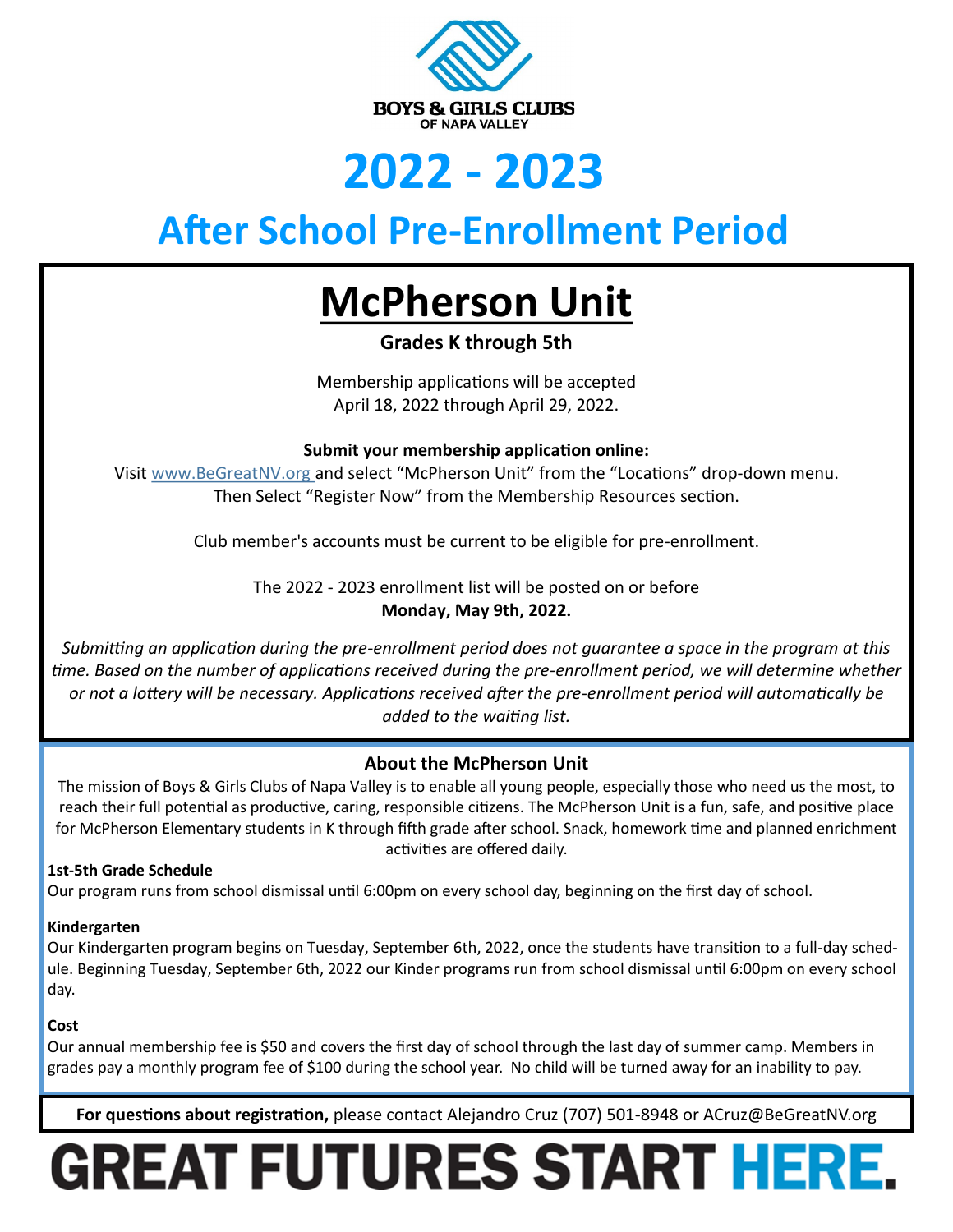BOYS & GIRLS CLUBS
OF NAPA VALLEY

# 2022 - 2023

# After School Pre-Enrollment Period

## McPherson Unit

**Grades K through 5th**

Membership applications will be accepted
April 18, 2022 through April 29, 2022.

**Submit your membership application online:**
Visit www.BeGreatNV.org and select "McPherson Unit" from the "Locations" drop-down menu.
Then Select "Register Now" from the Membership Resources section.

Club member's accounts must be current to be eligible for pre-enrollment.

The 2022 - 2023 enrollment list will be posted on or before
**Monday, May 9th, 2022.**

*Submitting an application during the pre-enrollment period does not guarantee a space in the program at this time. Based on the number of applications received during the pre-enrollment period, we will determine whether or not a lottery will be necessary. Applications received after the pre-enrollment period will automatically be added to the waiting list.*

### About the McPherson Unit

The mission of Boys & Girls Clubs of Napa Valley is to enable all young people, especially those who need us the most, to reach their full potential as productive, caring, responsible citizens. The McPherson Unit is a fun, safe, and positive place for McPherson Elementary students in K through fifth grade after school. Snack, homework time and planned enrichment activities are offered daily.

**1st-5th Grade Schedule**
Our program runs from school dismissal until 6:00pm on every school day, beginning on the first day of school.

**Kindergarten**
Our Kindergarten program begins on Tuesday, September 6th, 2022, once the students have transition to a full-day schedule. Beginning Tuesday, September 6th, 2022 our Kinder programs run from school dismissal until 6:00pm on every school day.

**Cost**
Our annual membership fee is $50 and covers the first day of school through the last day of summer camp. Members in grades pay a monthly program fee of $100 during the school year. No child will be turned away for an inability to pay.

**For questions about registration,** please contact Alejandro Cruz (707) 501-8948 or ACruz@BeGreatNV.org

**GREAT FUTURES START HERE.**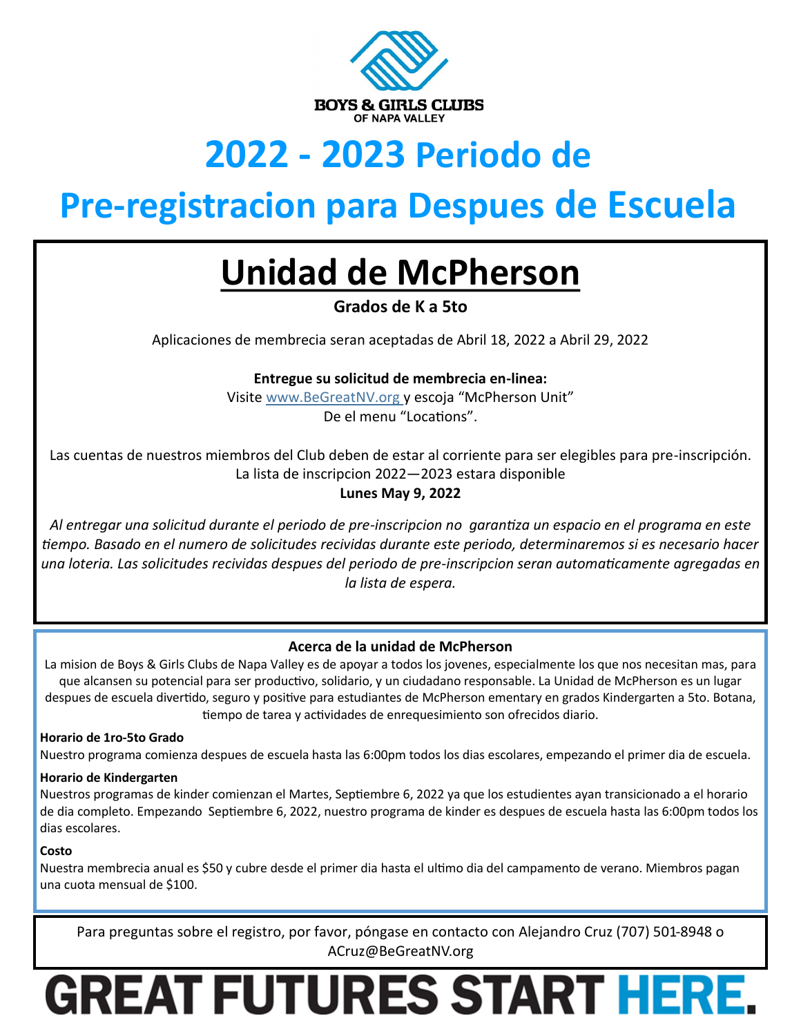BOYS & GIRLS CLUBS
OF NAPA VALLEY

# 2022 - 2023 Periodo de Pre-registracion para Despues de Escuela

## Unidad de McPherson

**Grados de K a 5to**

Aplicaciones de membrecia seran aceptadas de Abril 18, 2022 a Abril 29, 2022

**Entregue su solicitud de membrecia en-linea:**
Visite www.BeGreatNV.org y escoja "McPherson Unit"
De el menu "Locations".

Las cuentas de nuestros miembros del Club deben de estar al corriente para ser elegibles para pre-inscripción.
La lista de inscripcion 2022—2023 estara disponible
**Lunes May 9, 2022**

*Al entregar una solicitud durante el periodo de pre-inscripcion no garantiza un espacio en el programa en este tiempo. Basado en el numero de solicitudes recividas durante este periodo, determinaremos si es necesario hacer una loteria. Las solicitudes recividas despues del periodo de pre-inscripcion seran automaticamente agregadas en la lista de espera.*

**Acerca de la unidad de McPherson**

La mision de Boys & Girls Clubs de Napa Valley es de apoyar a todos los jovenes, especialmente los que nos necesitan mas, para que alcansen su potencial para ser productivo, solidario, y un ciudadano responsable. La Unidad de McPherson es un lugar despues de escuela divertido, seguro y positive para estudiantes de McPherson ementary en grados Kindergarten a 5to. Botana, tiempo de tarea y actividades de enrequesimiento son ofrecidos diario.

**Horario de 1ro-5to Grado**
Nuestro programa comienza despues de escuela hasta las 6:00pm todos los dias escolares, empezando el primer dia de escuela.

**Horario de Kindergarten**
Nuestros programas de kinder comienzan el Martes, Septiembre 6, 2022 ya que los estudientes ayan transicionado a el horario de dia completo. Empezando Septiembre 6, 2022, nuestro programa de kinder es despues de escuela hasta las 6:00pm todos los dias escolares.

**Costo**
Nuestra membrecia anual es $50 y cubre desde el primer dia hasta el ultimo dia del campamento de verano. Miembros pagan una cuota mensual de $100.

Para preguntas sobre el registro, por favor, póngase en contacto con Alejandro Cruz (707) 501-8948 o ACruz@BeGreatNV.org

**GREAT FUTURES START HERE.**